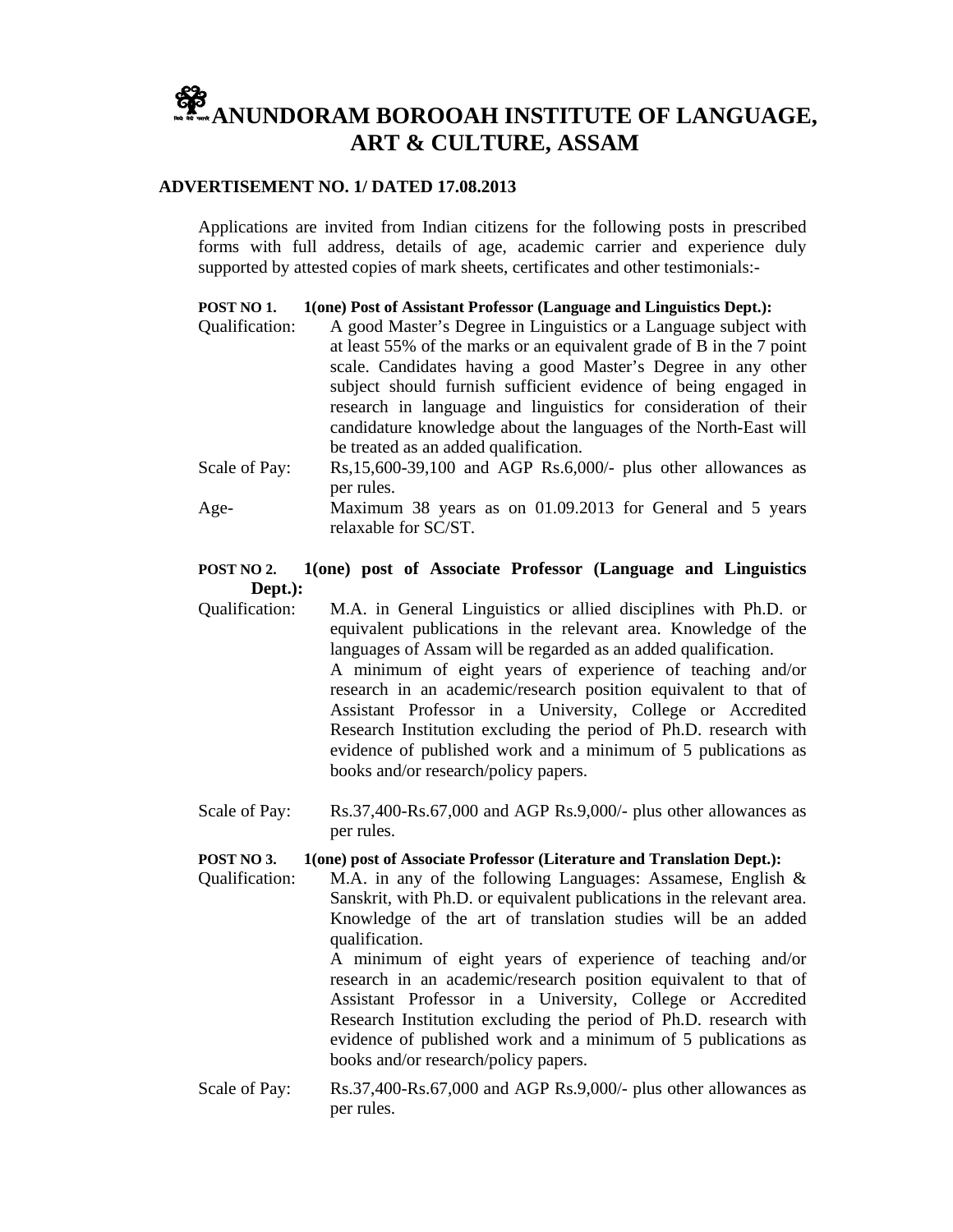# ANUNDORAM BOROOAH INSTITUTE OF LANGUAGE, ART & CULTURE, ASSAM

**ADVERTISEMENT NO. 1/ DATED 17.08.2013**

Applications are invited from Indian citizens for the following posts in prescribed forms with full address, details of age, academic carrier and experience duly supported by attested copies of mark sheets, certificates and other testimonials:-

**POST NO 1. 1(one) Post of Assistant Professor (Language and Linguistics Dept.):**

Qualification: A good Master's Degree in Linguistics or a Language subject with at least 55% of the marks or an equivalent grade of B in the 7 point scale. Candidates having a good Master's Degree in any other subject should furnish sufficient evidence of being engaged in research in language and linguistics for consideration of their candidature knowledge about the languages of the North-East will be treated as an added qualification.

Scale of Pay: Rs,15,600-39,100 and AGP Rs.6,000/- plus other allowances as per rules.

Age- Maximum 38 years as on 01.09.2013 for General and 5 years relaxable for SC/ST.

**POST NO 2. 1(one) post of Associate Professor (Language and Linguistics Dept.):**

Qualification: M.A. in General Linguistics or allied disciplines with Ph.D. or equivalent publications in the relevant area. Knowledge of the languages of Assam will be regarded as an added qualification.

A minimum of eight years of experience of teaching and/or research in an academic/research position equivalent to that of Assistant Professor in a University, College or Accredited Research Institution excluding the period of Ph.D. research with evidence of published work and a minimum of 5 publications as books and/or research/policy papers.

Scale of Pay: Rs.37,400-Rs.67,000 and AGP Rs.9,000/- plus other allowances as per rules.

**POST NO 3. 1(one) post of Associate Professor (Literature and Translation Dept.):**

Qualification: M.A. in any of the following Languages: Assamese, English & Sanskrit, with Ph.D. or equivalent publications in the relevant area. Knowledge of the art of translation studies will be an added qualification.

A minimum of eight years of experience of teaching and/or research in an academic/research position equivalent to that of Assistant Professor in a University, College or Accredited Research Institution excluding the period of Ph.D. research with evidence of published work and a minimum of 5 publications as books and/or research/policy papers.

Scale of Pay: Rs.37,400-Rs.67,000 and AGP Rs.9,000/- plus other allowances as per rules.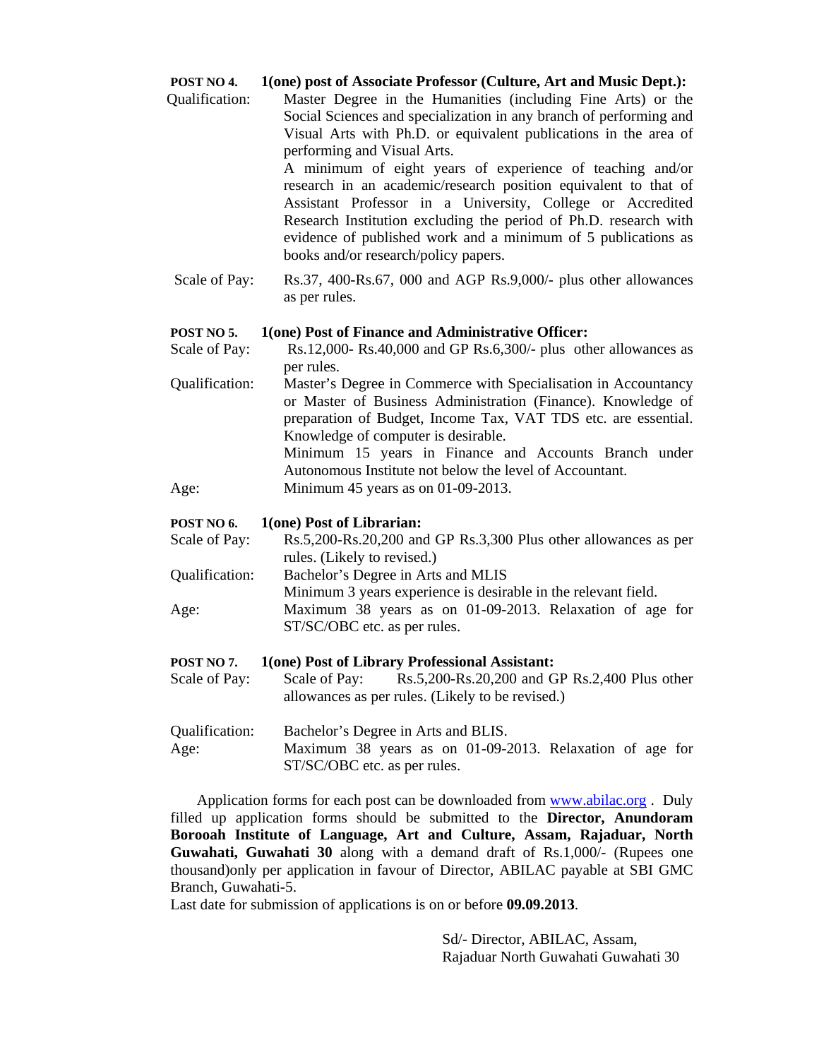**POST NO 4.** **1(one) post of Associate Professor (Culture, Art and Music Dept.):**

Qualification: Master Degree in the Humanities (including Fine Arts) or the Social Sciences and specialization in any branch of performing and Visual Arts with Ph.D. or equivalent publications in the area of performing and Visual Arts.
A minimum of eight years of experience of teaching and/or research in an academic/research position equivalent to that of Assistant Professor in a University, College or Accredited Research Institution excluding the period of Ph.D. research with evidence of published work and a minimum of 5 publications as books and/or research/policy papers.

Scale of Pay: Rs.37, 400-Rs.67, 000 and AGP Rs.9,000/- plus other allowances as per rules.

**POST NO 5.** **1(one) Post of Finance and Administrative Officer:**

Scale of Pay: Rs.12,000- Rs.40,000 and GP Rs.6,300/- plus other allowances as per rules.

Qualification: Master's Degree in Commerce with Specialisation in Accountancy or Master of Business Administration (Finance). Knowledge of preparation of Budget, Income Tax, VAT TDS etc. are essential. Knowledge of computer is desirable.
Minimum 15 years in Finance and Accounts Branch under Autonomous Institute not below the level of Accountant.

Age: Minimum 45 years as on 01-09-2013.

**POST NO 6.** **1(one) Post of Librarian:**

Scale of Pay: Rs.5,200-Rs.20,200 and GP Rs.3,300 Plus other allowances as per rules. (Likely to revised.)

Qualification: Bachelor's Degree in Arts and MLIS
Minimum 3 years experience is desirable in the relevant field.

Age: Maximum 38 years as on 01-09-2013. Relaxation of age for ST/SC/OBC etc. as per rules.

**POST NO 7.** **1(one) Post of Library Professional Assistant:**

Scale of Pay: Scale of Pay: Rs.5,200-Rs.20,200 and GP Rs.2,400 Plus other allowances as per rules. (Likely to be revised.)

Qualification: Bachelor's Degree in Arts and BLIS.

Age: Maximum 38 years as on 01-09-2013. Relaxation of age for ST/SC/OBC etc. as per rules.

Application forms for each post can be downloaded from www.abilac.org . Duly filled up application forms should be submitted to the **Director, Anundoram Borooah Institute of Language, Art and Culture, Assam, Rajaduar, North Guwahati, Guwahati 30** along with a demand draft of Rs.1,000/- (Rupees one thousand)only per application in favour of Director, ABILAC payable at SBI GMC Branch, Guwahati-5.

Last date for submission of applications is on or before **09.09.2013**.

Sd/- Director, ABILAC, Assam,
Rajaduar North Guwahati Guwahati 30